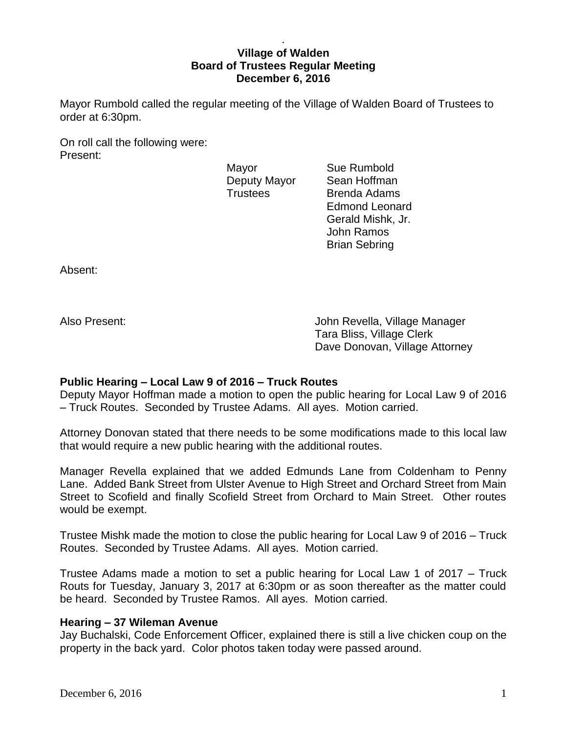# Village of Walden
## Board of Trustees Regular Meeting
## December 6, 2016

Mayor Rumbold called the regular meeting of the Village of Walden Board of Trustees to order at 6:30pm.

On roll call the following were:
Present:

| | |
|---|---|
| Mayor | Sue Rumbold |
| Deputy Mayor | Sean Hoffman |
| Trustees | Brenda Adams |
| | Edmond Leonard |
| | Gerald Mishk, Jr. |
| | John Ramos |
| | Brian Sebring |

Absent:

Also Present:
John Revella, Village Manager
Tara Bliss, Village Clerk
Dave Donovan, Village Attorney

**Public Hearing – Local Law 9 of 2016 – Truck Routes**
Deputy Mayor Hoffman made a motion to open the public hearing for Local Law 9 of 2016 – Truck Routes. Seconded by Trustee Adams. All ayes. Motion carried.

Attorney Donovan stated that there needs to be some modifications made to this local law that would require a new public hearing with the additional routes.

Manager Revella explained that we added Edmunds Lane from Coldenham to Penny Lane. Added Bank Street from Ulster Avenue to High Street and Orchard Street from Main Street to Scofield and finally Scofield Street from Orchard to Main Street. Other routes would be exempt.

Trustee Mishk made the motion to close the public hearing for Local Law 9 of 2016 – Truck Routes. Seconded by Trustee Adams. All ayes. Motion carried.

Trustee Adams made a motion to set a public hearing for Local Law 1 of 2017 – Truck Routs for Tuesday, January 3, 2017 at 6:30pm or as soon thereafter as the matter could be heard. Seconded by Trustee Ramos. All ayes. Motion carried.

**Hearing – 37 Wileman Avenue**
Jay Buchalski, Code Enforcement Officer, explained there is still a live chicken coup on the property in the back yard. Color photos taken today were passed around.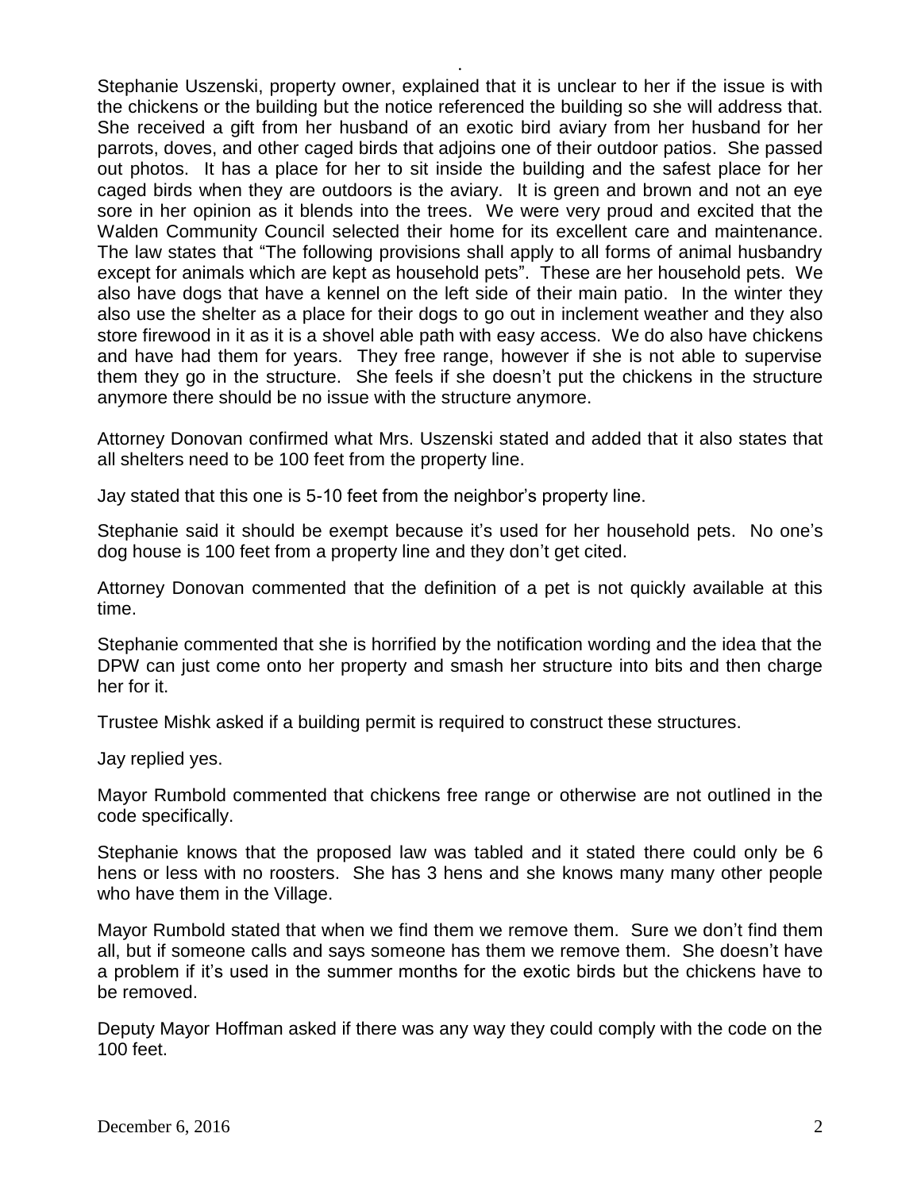Stephanie Uszenski, property owner, explained that it is unclear to her if the issue is with the chickens or the building but the notice referenced the building so she will address that. She received a gift from her husband of an exotic bird aviary from her husband for her parrots, doves, and other caged birds that adjoins one of their outdoor patios. She passed out photos. It has a place for her to sit inside the building and the safest place for her caged birds when they are outdoors is the aviary. It is green and brown and not an eye sore in her opinion as it blends into the trees. We were very proud and excited that the Walden Community Council selected their home for its excellent care and maintenance. The law states that "The following provisions shall apply to all forms of animal husbandry except for animals which are kept as household pets". These are her household pets. We also have dogs that have a kennel on the left side of their main patio. In the winter they also use the shelter as a place for their dogs to go out in inclement weather and they also store firewood in it as it is a shovel able path with easy access. We do also have chickens and have had them for years. They free range, however if she is not able to supervise them they go in the structure. She feels if she doesn't put the chickens in the structure anymore there should be no issue with the structure anymore.

Attorney Donovan confirmed what Mrs. Uszenski stated and added that it also states that all shelters need to be 100 feet from the property line.

Jay stated that this one is 5-10 feet from the neighbor's property line.

Stephanie said it should be exempt because it's used for her household pets. No one's dog house is 100 feet from a property line and they don't get cited.

Attorney Donovan commented that the definition of a pet is not quickly available at this time.

Stephanie commented that she is horrified by the notification wording and the idea that the DPW can just come onto her property and smash her structure into bits and then charge her for it.

Trustee Mishk asked if a building permit is required to construct these structures.

Jay replied yes.

Mayor Rumbold commented that chickens free range or otherwise are not outlined in the code specifically.

Stephanie knows that the proposed law was tabled and it stated there could only be 6 hens or less with no roosters. She has 3 hens and she knows many many other people who have them in the Village.

Mayor Rumbold stated that when we find them we remove them. Sure we don't find them all, but if someone calls and says someone has them we remove them. She doesn't have a problem if it's used in the summer months for the exotic birds but the chickens have to be removed.

Deputy Mayor Hoffman asked if there was any way they could comply with the code on the 100 feet.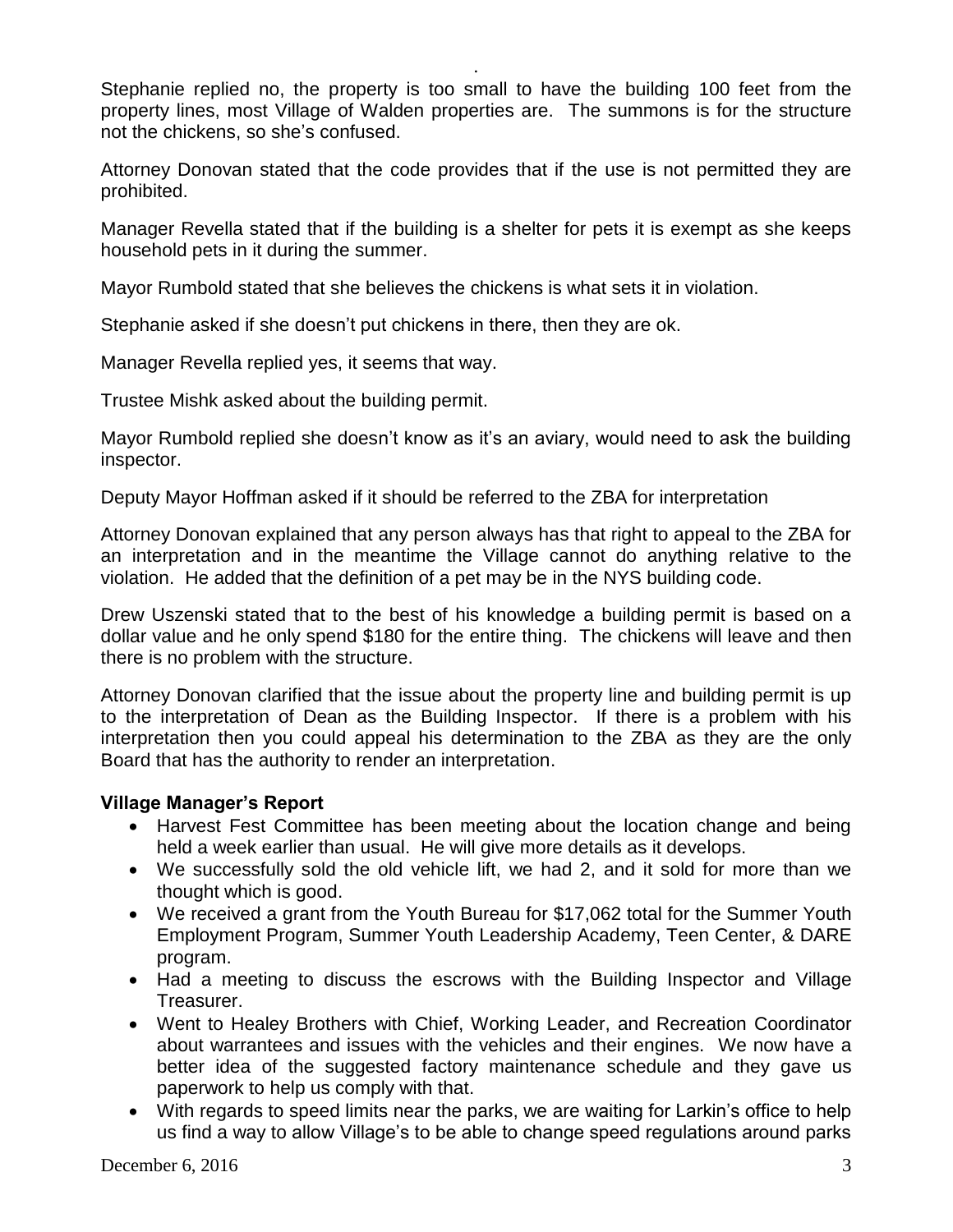Stephanie replied no, the property is too small to have the building 100 feet from the property lines, most Village of Walden properties are. The summons is for the structure not the chickens, so she's confused.

Attorney Donovan stated that the code provides that if the use is not permitted they are prohibited.

Manager Revella stated that if the building is a shelter for pets it is exempt as she keeps household pets in it during the summer.

Mayor Rumbold stated that she believes the chickens is what sets it in violation.

Stephanie asked if she doesn't put chickens in there, then they are ok.

Manager Revella replied yes, it seems that way.

Trustee Mishk asked about the building permit.

Mayor Rumbold replied she doesn't know as it's an aviary, would need to ask the building inspector.

Deputy Mayor Hoffman asked if it should be referred to the ZBA for interpretation

Attorney Donovan explained that any person always has that right to appeal to the ZBA for an interpretation and in the meantime the Village cannot do anything relative to the violation. He added that the definition of a pet may be in the NYS building code.

Drew Uszenski stated that to the best of his knowledge a building permit is based on a dollar value and he only spend $180 for the entire thing. The chickens will leave and then there is no problem with the structure.

Attorney Donovan clarified that the issue about the property line and building permit is up to the interpretation of Dean as the Building Inspector. If there is a problem with his interpretation then you could appeal his determination to the ZBA as they are the only Board that has the authority to render an interpretation.

**Village Manager's Report**

- Harvest Fest Committee has been meeting about the location change and being held a week earlier than usual. He will give more details as it develops.
- We successfully sold the old vehicle lift, we had 2, and it sold for more than we thought which is good.
- We received a grant from the Youth Bureau for $17,062 total for the Summer Youth Employment Program, Summer Youth Leadership Academy, Teen Center, & DARE program.
- Had a meeting to discuss the escrows with the Building Inspector and Village Treasurer.
- Went to Healey Brothers with Chief, Working Leader, and Recreation Coordinator about warrantees and issues with the vehicles and their engines. We now have a better idea of the suggested factory maintenance schedule and they gave us paperwork to help us comply with that.
- With regards to speed limits near the parks, we are waiting for Larkin's office to help us find a way to allow Village's to be able to change speed regulations around parks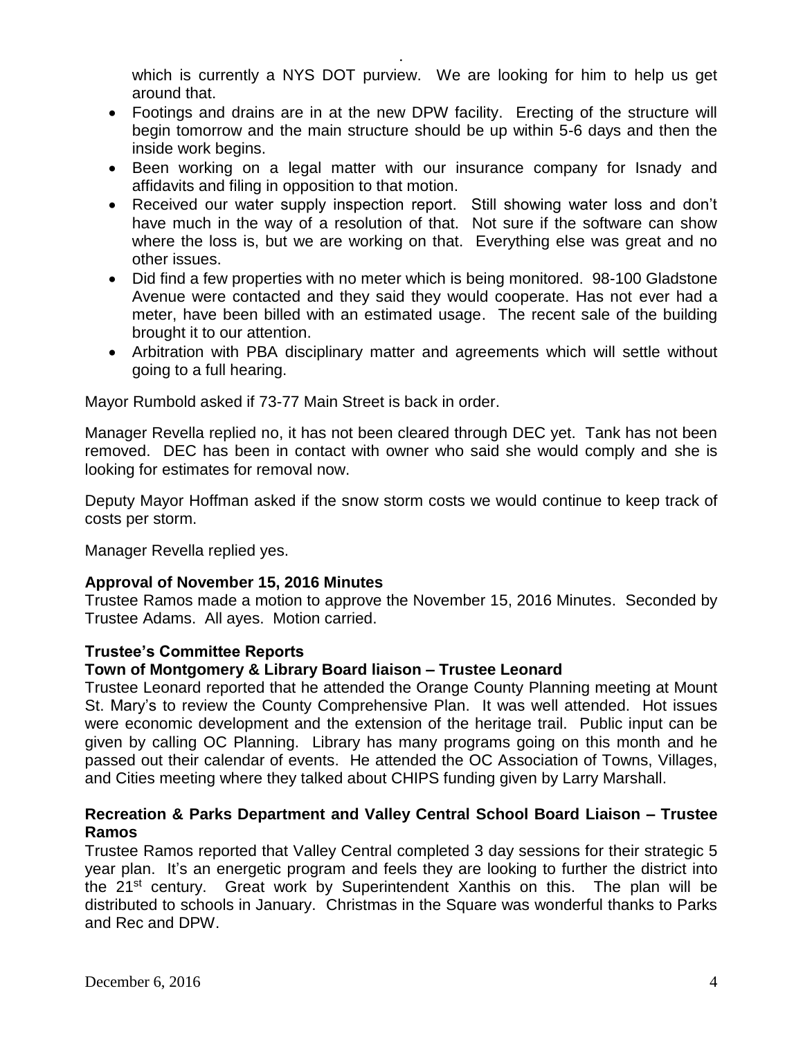which is currently a NYS DOT purview. We are looking for him to help us get around that.

- Footings and drains are in at the new DPW facility. Erecting of the structure will begin tomorrow and the main structure should be up within 5-6 days and then the inside work begins.
- Been working on a legal matter with our insurance company for Isnady and affidavits and filing in opposition to that motion.
- Received our water supply inspection report. Still showing water loss and don't have much in the way of a resolution of that. Not sure if the software can show where the loss is, but we are working on that. Everything else was great and no other issues.
- Did find a few properties with no meter which is being monitored. 98-100 Gladstone Avenue were contacted and they said they would cooperate. Has not ever had a meter, have been billed with an estimated usage. The recent sale of the building brought it to our attention.
- Arbitration with PBA disciplinary matter and agreements which will settle without going to a full hearing.

Mayor Rumbold asked if 73-77 Main Street is back in order.

Manager Revella replied no, it has not been cleared through DEC yet. Tank has not been removed. DEC has been in contact with owner who said she would comply and she is looking for estimates for removal now.

Deputy Mayor Hoffman asked if the snow storm costs we would continue to keep track of costs per storm.

Manager Revella replied yes.

**Approval of November 15, 2016 Minutes**
Trustee Ramos made a motion to approve the November 15, 2016 Minutes. Seconded by Trustee Adams. All ayes. Motion carried.

**Trustee's Committee Reports**

**Town of Montgomery & Library Board liaison – Trustee Leonard**
Trustee Leonard reported that he attended the Orange County Planning meeting at Mount St. Mary's to review the County Comprehensive Plan. It was well attended. Hot issues were economic development and the extension of the heritage trail. Public input can be given by calling OC Planning. Library has many programs going on this month and he passed out their calendar of events. He attended the OC Association of Towns, Villages, and Cities meeting where they talked about CHIPS funding given by Larry Marshall.

**Recreation & Parks Department and Valley Central School Board Liaison – Trustee Ramos**
Trustee Ramos reported that Valley Central completed 3 day sessions for their strategic 5 year plan. It's an energetic program and feels they are looking to further the district into the 21st century. Great work by Superintendent Xanthis on this. The plan will be distributed to schools in January. Christmas in the Square was wonderful thanks to Parks and Rec and DPW.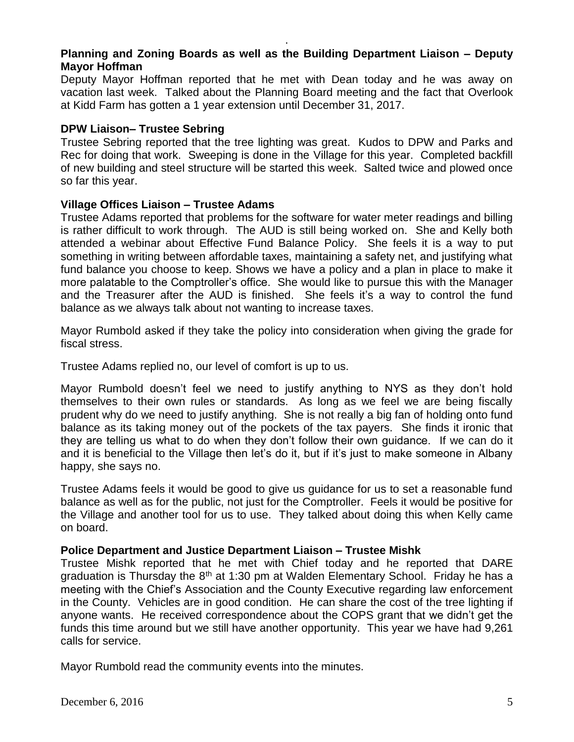**Planning and Zoning Boards as well as the Building Department Liaison – Deputy Mayor Hoffman**

Deputy Mayor Hoffman reported that he met with Dean today and he was away on vacation last week. Talked about the Planning Board meeting and the fact that Overlook at Kidd Farm has gotten a 1 year extension until December 31, 2017.

**DPW Liaison– Trustee Sebring**

Trustee Sebring reported that the tree lighting was great. Kudos to DPW and Parks and Rec for doing that work. Sweeping is done in the Village for this year. Completed backfill of new building and steel structure will be started this week. Salted twice and plowed once so far this year.

**Village Offices Liaison – Trustee Adams**

Trustee Adams reported that problems for the software for water meter readings and billing is rather difficult to work through. The AUD is still being worked on. She and Kelly both attended a webinar about Effective Fund Balance Policy. She feels it is a way to put something in writing between affordable taxes, maintaining a safety net, and justifying what fund balance you choose to keep. Shows we have a policy and a plan in place to make it more palatable to the Comptroller's office. She would like to pursue this with the Manager and the Treasurer after the AUD is finished. She feels it's a way to control the fund balance as we always talk about not wanting to increase taxes.

Mayor Rumbold asked if they take the policy into consideration when giving the grade for fiscal stress.

Trustee Adams replied no, our level of comfort is up to us.

Mayor Rumbold doesn't feel we need to justify anything to NYS as they don't hold themselves to their own rules or standards. As long as we feel we are being fiscally prudent why do we need to justify anything. She is not really a big fan of holding onto fund balance as its taking money out of the pockets of the tax payers. She finds it ironic that they are telling us what to do when they don't follow their own guidance. If we can do it and it is beneficial to the Village then let's do it, but if it's just to make someone in Albany happy, she says no.

Trustee Adams feels it would be good to give us guidance for us to set a reasonable fund balance as well as for the public, not just for the Comptroller. Feels it would be positive for the Village and another tool for us to use. They talked about doing this when Kelly came on board.

**Police Department and Justice Department Liaison – Trustee Mishk**

Trustee Mishk reported that he met with Chief today and he reported that DARE graduation is Thursday the 8th at 1:30 pm at Walden Elementary School. Friday he has a meeting with the Chief's Association and the County Executive regarding law enforcement in the County. Vehicles are in good condition. He can share the cost of the tree lighting if anyone wants. He received correspondence about the COPS grant that we didn't get the funds this time around but we still have another opportunity. This year we have had 9,261 calls for service.

Mayor Rumbold read the community events into the minutes.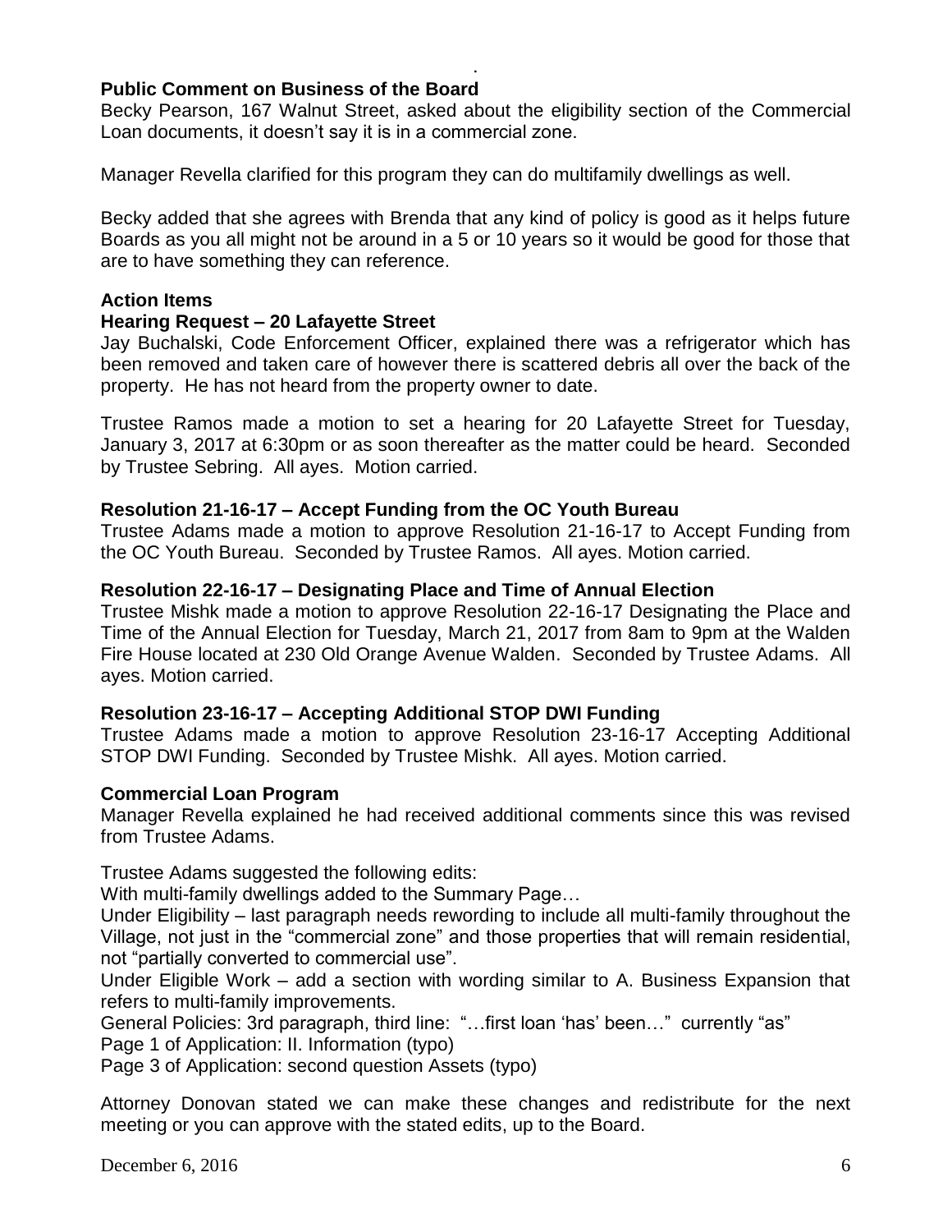**Public Comment on Business of the Board**

Becky Pearson, 167 Walnut Street, asked about the eligibility section of the Commercial Loan documents, it doesn't say it is in a commercial zone.

Manager Revella clarified for this program they can do multifamily dwellings as well.

Becky added that she agrees with Brenda that any kind of policy is good as it helps future Boards as you all might not be around in a 5 or 10 years so it would be good for those that are to have something they can reference.

**Action Items**

**Hearing Request – 20 Lafayette Street**

Jay Buchalski, Code Enforcement Officer, explained there was a refrigerator which has been removed and taken care of however there is scattered debris all over the back of the property. He has not heard from the property owner to date.

Trustee Ramos made a motion to set a hearing for 20 Lafayette Street for Tuesday, January 3, 2017 at 6:30pm or as soon thereafter as the matter could be heard. Seconded by Trustee Sebring. All ayes. Motion carried.

**Resolution 21-16-17 – Accept Funding from the OC Youth Bureau**

Trustee Adams made a motion to approve Resolution 21-16-17 to Accept Funding from the OC Youth Bureau. Seconded by Trustee Ramos. All ayes. Motion carried.

**Resolution 22-16-17 – Designating Place and Time of Annual Election**

Trustee Mishk made a motion to approve Resolution 22-16-17 Designating the Place and Time of the Annual Election for Tuesday, March 21, 2017 from 8am to 9pm at the Walden Fire House located at 230 Old Orange Avenue Walden. Seconded by Trustee Adams. All ayes. Motion carried.

**Resolution 23-16-17 – Accepting Additional STOP DWI Funding**

Trustee Adams made a motion to approve Resolution 23-16-17 Accepting Additional STOP DWI Funding. Seconded by Trustee Mishk. All ayes. Motion carried.

**Commercial Loan Program**

Manager Revella explained he had received additional comments since this was revised from Trustee Adams.

Trustee Adams suggested the following edits:

With multi-family dwellings added to the Summary Page…

Under Eligibility – last paragraph needs rewording to include all multi-family throughout the Village, not just in the "commercial zone" and those properties that will remain residential, not "partially converted to commercial use".

Under Eligible Work – add a section with wording similar to A. Business Expansion that refers to multi-family improvements.

General Policies: 3rd paragraph, third line: "…first loan 'has' been…" currently "as"

Page 1 of Application: II. Information (typo)

Page 3 of Application: second question Assets (typo)

Attorney Donovan stated we can make these changes and redistribute for the next meeting or you can approve with the stated edits, up to the Board.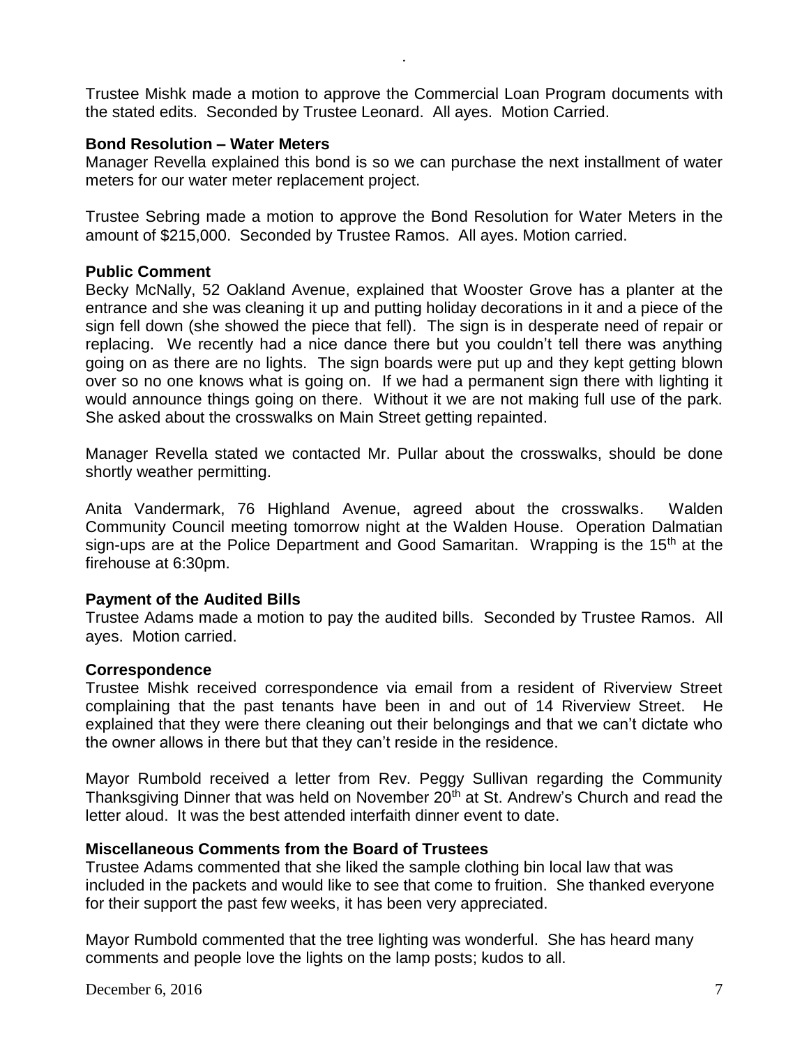Trustee Mishk made a motion to approve the Commercial Loan Program documents with the stated edits. Seconded by Trustee Leonard. All ayes. Motion Carried.

**Bond Resolution – Water Meters**

Manager Revella explained this bond is so we can purchase the next installment of water meters for our water meter replacement project.

Trustee Sebring made a motion to approve the Bond Resolution for Water Meters in the amount of $215,000. Seconded by Trustee Ramos. All ayes. Motion carried.

**Public Comment**

Becky McNally, 52 Oakland Avenue, explained that Wooster Grove has a planter at the entrance and she was cleaning it up and putting holiday decorations in it and a piece of the sign fell down (she showed the piece that fell). The sign is in desperate need of repair or replacing. We recently had a nice dance there but you couldn't tell there was anything going on as there are no lights. The sign boards were put up and they kept getting blown over so no one knows what is going on. If we had a permanent sign there with lighting it would announce things going on there. Without it we are not making full use of the park. She asked about the crosswalks on Main Street getting repainted.

Manager Revella stated we contacted Mr. Pullar about the crosswalks, should be done shortly weather permitting.

Anita Vandermark, 76 Highland Avenue, agreed about the crosswalks. Walden Community Council meeting tomorrow night at the Walden House. Operation Dalmatian sign-ups are at the Police Department and Good Samaritan. Wrapping is the 15th at the firehouse at 6:30pm.

**Payment of the Audited Bills**

Trustee Adams made a motion to pay the audited bills. Seconded by Trustee Ramos. All ayes. Motion carried.

**Correspondence**

Trustee Mishk received correspondence via email from a resident of Riverview Street complaining that the past tenants have been in and out of 14 Riverview Street. He explained that they were there cleaning out their belongings and that we can't dictate who the owner allows in there but that they can't reside in the residence.

Mayor Rumbold received a letter from Rev. Peggy Sullivan regarding the Community Thanksgiving Dinner that was held on November 20th at St. Andrew's Church and read the letter aloud. It was the best attended interfaith dinner event to date.

**Miscellaneous Comments from the Board of Trustees**

Trustee Adams commented that she liked the sample clothing bin local law that was included in the packets and would like to see that come to fruition. She thanked everyone for their support the past few weeks, it has been very appreciated.

Mayor Rumbold commented that the tree lighting was wonderful. She has heard many comments and people love the lights on the lamp posts; kudos to all.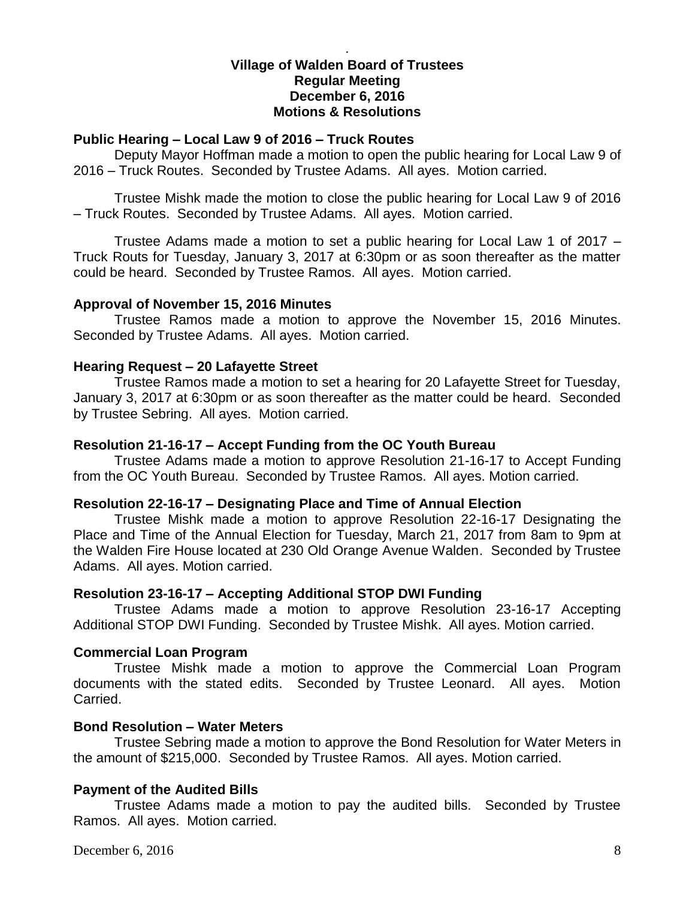**Village of Walden Board of Trustees**
**Regular Meeting**
**December 6, 2016**
**Motions & Resolutions**

## Public Hearing – Local Law 9 of 2016 – Truck Routes

Deputy Mayor Hoffman made a motion to open the public hearing for Local Law 9 of 2016 – Truck Routes. Seconded by Trustee Adams. All ayes. Motion carried.

Trustee Mishk made the motion to close the public hearing for Local Law 9 of 2016 – Truck Routes. Seconded by Trustee Adams. All ayes. Motion carried.

Trustee Adams made a motion to set a public hearing for Local Law 1 of 2017 – Truck Routs for Tuesday, January 3, 2017 at 6:30pm or as soon thereafter as the matter could be heard. Seconded by Trustee Ramos. All ayes. Motion carried.

## Approval of November 15, 2016 Minutes

Trustee Ramos made a motion to approve the November 15, 2016 Minutes. Seconded by Trustee Adams. All ayes. Motion carried.

## Hearing Request – 20 Lafayette Street

Trustee Ramos made a motion to set a hearing for 20 Lafayette Street for Tuesday, January 3, 2017 at 6:30pm or as soon thereafter as the matter could be heard. Seconded by Trustee Sebring. All ayes. Motion carried.

## Resolution 21-16-17 – Accept Funding from the OC Youth Bureau

Trustee Adams made a motion to approve Resolution 21-16-17 to Accept Funding from the OC Youth Bureau. Seconded by Trustee Ramos. All ayes. Motion carried.

## Resolution 22-16-17 – Designating Place and Time of Annual Election

Trustee Mishk made a motion to approve Resolution 22-16-17 Designating the Place and Time of the Annual Election for Tuesday, March 21, 2017 from 8am to 9pm at the Walden Fire House located at 230 Old Orange Avenue Walden. Seconded by Trustee Adams. All ayes. Motion carried.

## Resolution 23-16-17 – Accepting Additional STOP DWI Funding

Trustee Adams made a motion to approve Resolution 23-16-17 Accepting Additional STOP DWI Funding. Seconded by Trustee Mishk. All ayes. Motion carried.

## Commercial Loan Program

Trustee Mishk made a motion to approve the Commercial Loan Program documents with the stated edits. Seconded by Trustee Leonard. All ayes. Motion Carried.

## Bond Resolution – Water Meters

Trustee Sebring made a motion to approve the Bond Resolution for Water Meters in the amount of $215,000. Seconded by Trustee Ramos. All ayes. Motion carried.

## Payment of the Audited Bills

Trustee Adams made a motion to pay the audited bills. Seconded by Trustee Ramos. All ayes. Motion carried.